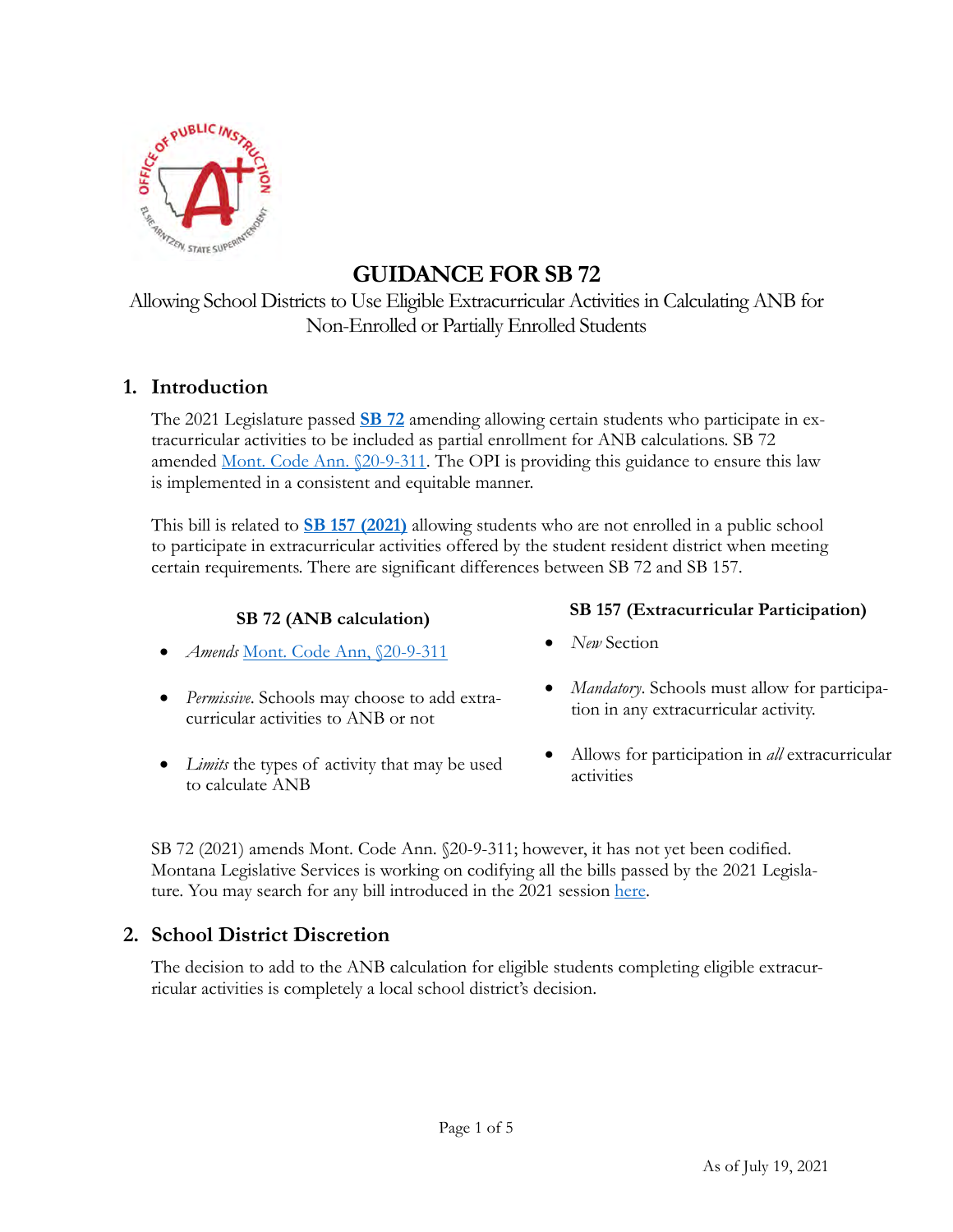# GUIDANCE FOR SB 72

Allowing School Districts to Use Eligible Extracurricular Activities in Calculating ANB for Non-Enrolled or Partially Enrolled Students

## 1. Introduction

The 2021 Legislature passed **SB 72** amending allowing certain students who participate in extracurricular activities to be included as partial enrollment for ANB calculations. SB 72 amended Mont. Code Ann. §20-9-311. The OPI is providing this guidance to ensure this law is implemented in a consistent and equitable manner.

This bill is related to **SB 157 (2021)** allowing students who are not enrolled in a public school to participate in extracurricular activities offered by the student resident district when meeting certain requirements. There are significant differences between SB 72 and SB 157.

**SB 72 (ANB calculation)**

- *Amends* Mont. Code Ann, §20-9-311
- *Permissive*. Schools may choose to add extracurricular activities to ANB or not
- *Limits* the types of activity that may be used to calculate ANB

**SB 157 (Extracurricular Participation)**

- *New* Section
- *Mandatory*. Schools must allow for participation in any extracurricular activity.
- Allows for participation in *all* extracurricular activities

SB 72 (2021) amends Mont. Code Ann. §20-9-311; however, it has not yet been codified. Montana Legislative Services is working on codifying all the bills passed by the 2021 Legislature. You may search for any bill introduced in the 2021 session here.

## 2. School District Discretion

The decision to add to the ANB calculation for eligible students completing eligible extracurricular activities is completely a local school district's decision.

As of July 19, 2021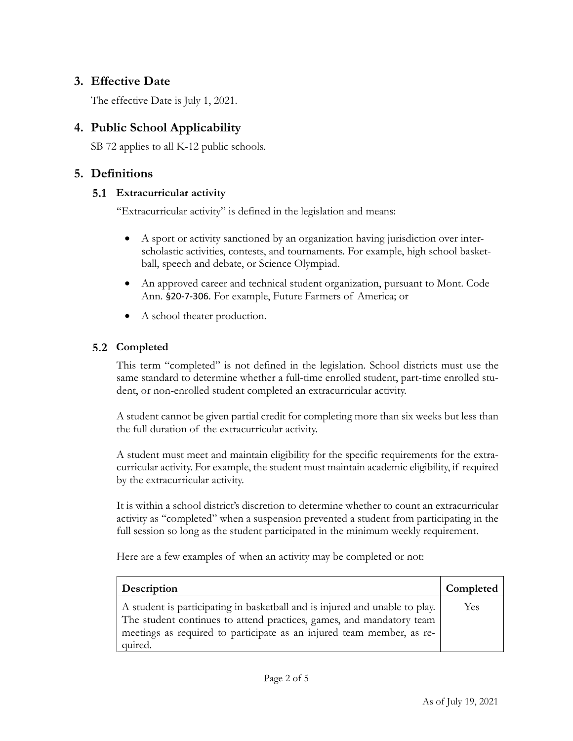## 3. Effective Date

The effective Date is July 1, 2021.

## 4. Public School Applicability

SB 72 applies to all K-12 public schools.

## 5. Definitions

### 5.1 Extracurricular activity

"Extracurricular activity" is defined in the legislation and means:

- A sport or activity sanctioned by an organization having jurisdiction over interscholastic activities, contests, and tournaments. For example, high school basketball, speech and debate, or Science Olympiad.
- An approved career and technical student organization, pursuant to Mont. Code Ann. §20-7-306. For example, Future Farmers of America; or
- A school theater production.

### 5.2 Completed

This term "completed" is not defined in the legislation. School districts must use the same standard to determine whether a full-time enrolled student, part-time enrolled student, or non-enrolled student completed an extracurricular activity.

A student cannot be given partial credit for completing more than six weeks but less than the full duration of the extracurricular activity.

A student must meet and maintain eligibility for the specific requirements for the extracurricular activity. For example, the student must maintain academic eligibility, if required by the extracurricular activity.

It is within a school district's discretion to determine whether to count an extracurricular activity as "completed" when a suspension prevented a student from participating in the full session so long as the student participated in the minimum weekly requirement.

Here are a few examples of when an activity may be completed or not:

| Description | Completed |
|---|---|
| A student is participating in basketball and is injured and unable to play. The student continues to attend practices, games, and mandatory team meetings as required to participate as an injured team member, as required. | Yes |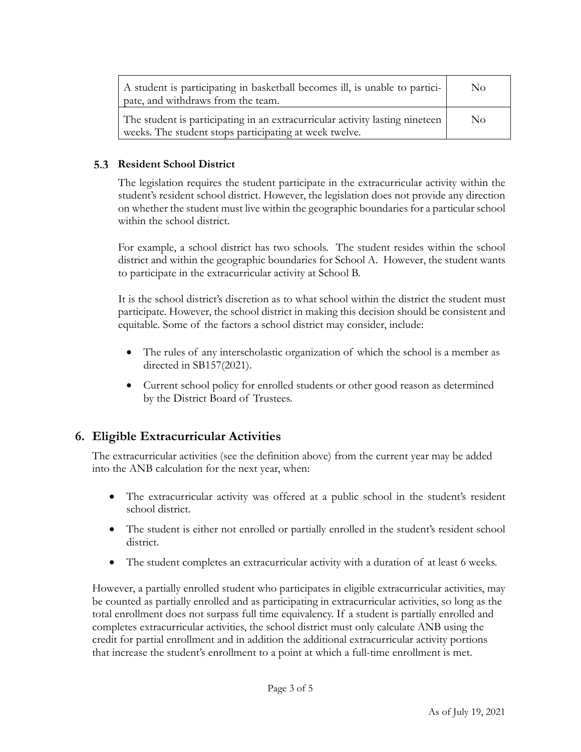| | |
|---|---|
| A student is participating in basketball becomes ill, is unable to participate, and withdraws from the team. | No |
| The student is participating in an extracurricular activity lasting nineteen weeks. The student stops participating at week twelve. | No |

### 5.3 Resident School District

The legislation requires the student participate in the extracurricular activity within the student's resident school district. However, the legislation does not provide any direction on whether the student must live within the geographic boundaries for a particular school within the school district.

For example, a school district has two schools. The student resides within the school district and within the geographic boundaries for School A. However, the student wants to participate in the extracurricular activity at School B.

It is the school district's discretion as to what school within the district the student must participate. However, the school district in making this decision should be consistent and equitable. Some of the factors a school district may consider, include:

- The rules of any interscholastic organization of which the school is a member as directed in SB157(2021).
- Current school policy for enrolled students or other good reason as determined by the District Board of Trustees.

## 6. Eligible Extracurricular Activities

The extracurricular activities (see the definition above) from the current year may be added into the ANB calculation for the next year, when:

- The extracurricular activity was offered at a public school in the student's resident school district.
- The student is either not enrolled or partially enrolled in the student's resident school district.
- The student completes an extracurricular activity with a duration of at least 6 weeks.

However, a partially enrolled student who participates in eligible extracurricular activities, may be counted as partially enrolled and as participating in extracurricular activities, so long as the total enrollment does not surpass full time equivalency. If a student is partially enrolled and completes extracurricular activities, the school district must only calculate ANB using the credit for partial enrollment and in addition the additional extracurricular activity portions that increase the student's enrollment to a point at which a full-time enrollment is met.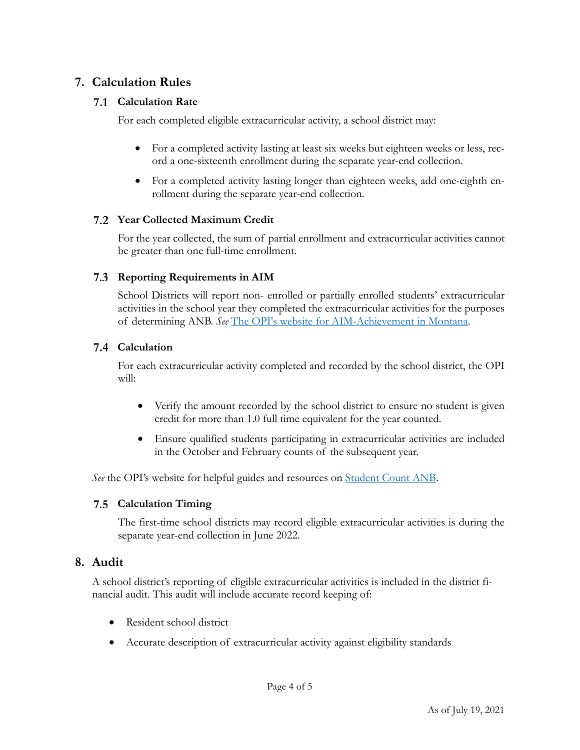## 7. Calculation Rules

### 7.1 Calculation Rate

For each completed eligible extracurricular activity, a school district may:

- For a completed activity lasting at least six weeks but eighteen weeks or less, record a one-sixteenth enrollment during the separate year-end collection.
- For a completed activity lasting longer than eighteen weeks, add one-eighth enrollment during the separate year-end collection.

### 7.2 Year Collected Maximum Credit

For the year collected, the sum of partial enrollment and extracurricular activities cannot be greater than one full-time enrollment.

### 7.3 Reporting Requirements in AIM

School Districts will report non- enrolled or partially enrolled students' extracurricular activities in the school year they completed the extracurricular activities for the purposes of determining ANB. *See* [The OPI's website for AIM-Achievement in Montana](#).

### 7.4 Calculation

For each extracurricular activity completed and recorded by the school district, the OPI will:

- Verify the amount recorded by the school district to ensure no student is given credit for more than 1.0 full time equivalent for the year counted.
- Ensure qualified students participating in extracurricular activities are included in the October and February counts of the subsequent year.

*See* the OPI's website for helpful guides and resources on [Student Count ANB](#).

### 7.5 Calculation Timing

The first-time school districts may record eligible extracurricular activities is during the separate year-end collection in June 2022.

## 8. Audit

A school district's reporting of eligible extracurricular activities is included in the district financial audit. This audit will include accurate record keeping of:

- Resident school district
- Accurate description of extracurricular activity against eligibility standards

As of July 19, 2021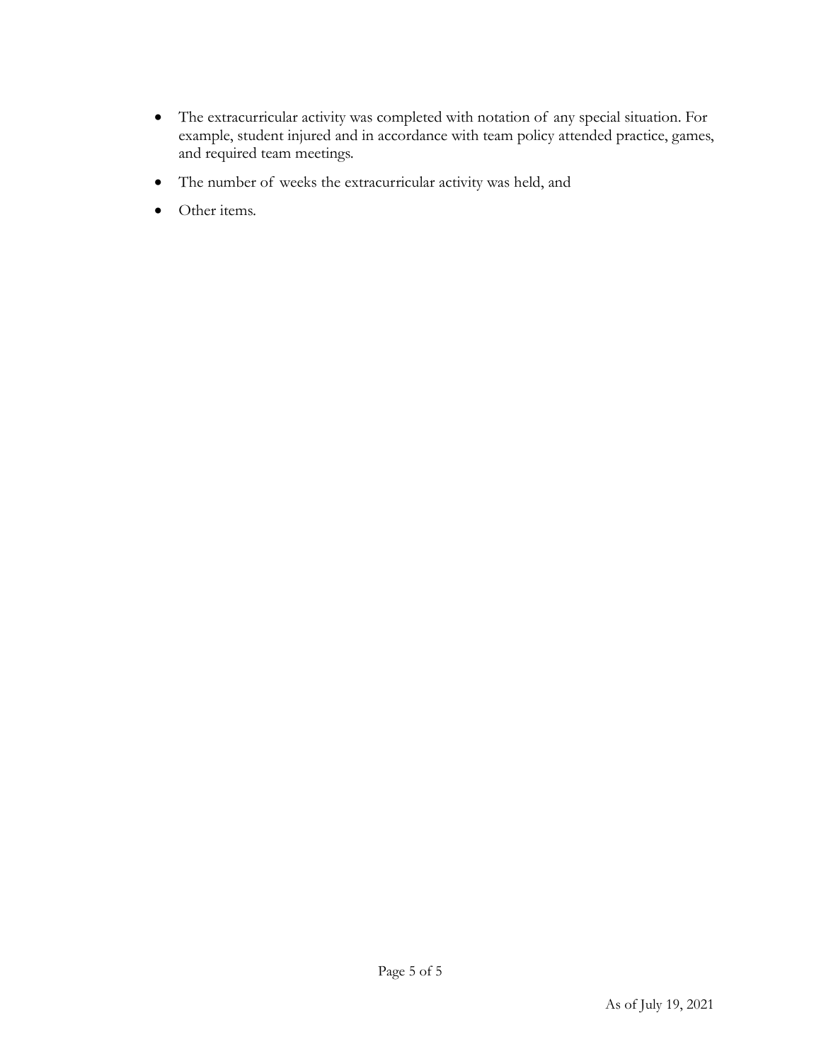- The extracurricular activity was completed with notation of any special situation. For example, student injured and in accordance with team policy attended practice, games, and required team meetings.
- The number of weeks the extracurricular activity was held, and
- Other items.